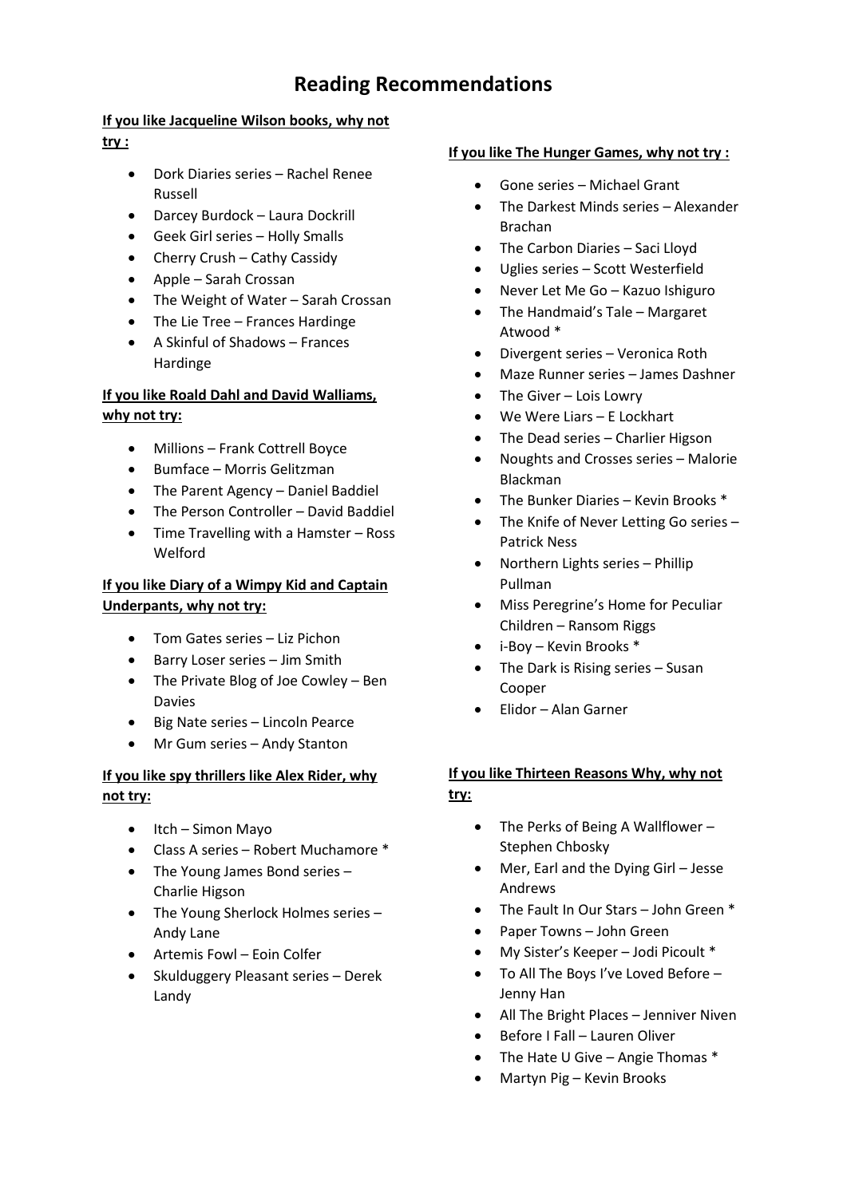# Reading Recommendations

**If you like Jacqueline Wilson books, why not try :**

- Dork Diaries series – Rachel Renee Russell
- Darcey Burdock – Laura Dockrill
- Geek Girl series – Holly Smalls
- Cherry Crush – Cathy Cassidy
- Apple – Sarah Crossan
- The Weight of Water – Sarah Crossan
- The Lie Tree – Frances Hardinge
- A Skinful of Shadows – Frances Hardinge

**If you like Roald Dahl and David Walliams, why not try:**

- Millions – Frank Cottrell Boyce
- Bumface – Morris Gelitzman
- The Parent Agency – Daniel Baddiel
- The Person Controller – David Baddiel
- Time Travelling with a Hamster – Ross Welford

**If you like Diary of a Wimpy Kid and Captain Underpants, why not try:**

- Tom Gates series – Liz Pichon
- Barry Loser series – Jim Smith
- The Private Blog of Joe Cowley – Ben Davies
- Big Nate series – Lincoln Pearce
- Mr Gum series – Andy Stanton

**If you like spy thrillers like Alex Rider, why not try:**

- Itch – Simon Mayo
- Class A series – Robert Muchamore *
- The Young James Bond series – Charlie Higson
- The Young Sherlock Holmes series – Andy Lane
- Artemis Fowl – Eoin Colfer
- Skulduggery Pleasant series – Derek Landy

**If you like The Hunger Games, why not try :**

- Gone series – Michael Grant
- The Darkest Minds series – Alexander Brachan
- The Carbon Diaries – Saci Lloyd
- Uglies series – Scott Westerfield
- Never Let Me Go – Kazuo Ishiguro
- The Handmaid's Tale – Margaret Atwood *
- Divergent series – Veronica Roth
- Maze Runner series – James Dashner
- The Giver – Lois Lowry
- We Were Liars – E Lockhart
- The Dead series – Charlier Higson
- Noughts and Crosses series – Malorie Blackman
- The Bunker Diaries – Kevin Brooks *
- The Knife of Never Letting Go series – Patrick Ness
- Northern Lights series – Phillip Pullman
- Miss Peregrine's Home for Peculiar Children – Ransom Riggs
- i-Boy – Kevin Brooks *
- The Dark is Rising series – Susan Cooper
- Elidor – Alan Garner

**If you like Thirteen Reasons Why, why not try:**

- The Perks of Being A Wallflower – Stephen Chbosky
- Mer, Earl and the Dying Girl – Jesse Andrews
- The Fault In Our Stars – John Green *
- Paper Towns – John Green
- My Sister's Keeper – Jodi Picoult *
- To All The Boys I've Loved Before – Jenny Han
- All The Bright Places – Jenniver Niven
- Before I Fall – Lauren Oliver
- The Hate U Give – Angie Thomas *
- Martyn Pig – Kevin Brooks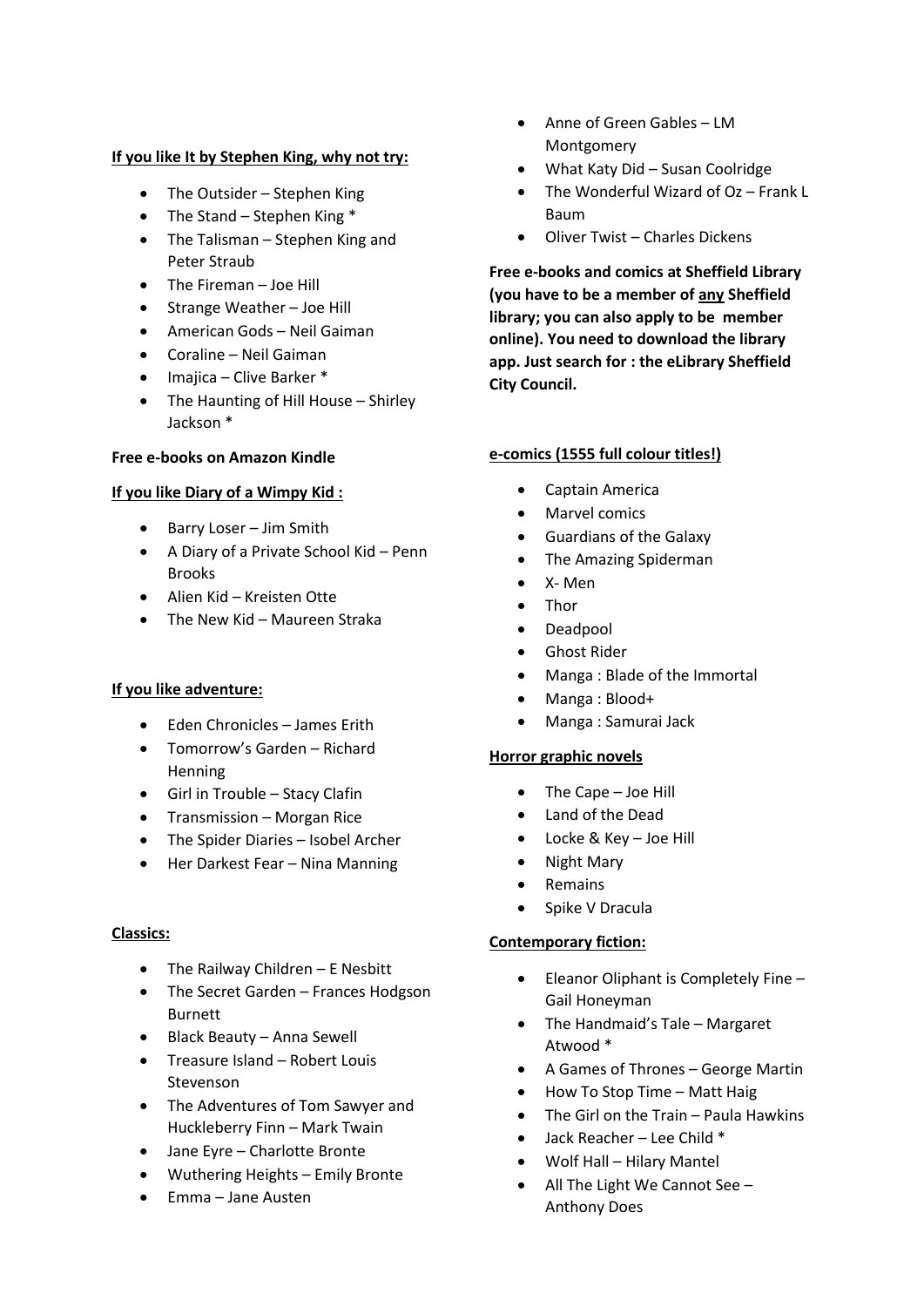**If you like It by Stephen King, why not try:**

- The Outsider – Stephen King
- The Stand – Stephen King *
- The Talisman – Stephen King and Peter Straub
- The Fireman – Joe Hill
- Strange Weather – Joe Hill
- American Gods – Neil Gaiman
- Coraline – Neil Gaiman
- Imajica – Clive Barker *
- The Haunting of Hill House – Shirley Jackson *

**Free e-books on Amazon Kindle**

**If you like Diary of a Wimpy Kid :**

- Barry Loser – Jim Smith
- A Diary of a Private School Kid – Penn Brooks
- Alien Kid – Kreisten Otte
- The New Kid – Maureen Straka

**If you like adventure:**

- Eden Chronicles – James Erith
- Tomorrow's Garden – Richard Henning
- Girl in Trouble – Stacy Clafin
- Transmission – Morgan Rice
- The Spider Diaries – Isobel Archer
- Her Darkest Fear – Nina Manning

**Classics:**

- The Railway Children – E Nesbitt
- The Secret Garden – Frances Hodgson Burnett
- Black Beauty – Anna Sewell
- Treasure Island – Robert Louis Stevenson
- The Adventures of Tom Sawyer and Huckleberry Finn – Mark Twain
- Jane Eyre – Charlotte Bronte
- Wuthering Heights – Emily Bronte
- Emma – Jane Austen
- Anne of Green Gables – LM Montgomery
- What Katy Did – Susan Coolridge
- The Wonderful Wizard of Oz – Frank L Baum
- Oliver Twist – Charles Dickens

**Free e-books and comics at Sheffield Library (you have to be a member of any Sheffield library; you can also apply to be member online). You need to download the library app. Just search for : the eLibrary Sheffield City Council.**

**e-comics (1555 full colour titles!)**

- Captain America
- Marvel comics
- Guardians of the Galaxy
- The Amazing Spiderman
- X- Men
- Thor
- Deadpool
- Ghost Rider
- Manga : Blade of the Immortal
- Manga : Blood+
- Manga : Samurai Jack

**Horror graphic novels**

- The Cape – Joe Hill
- Land of the Dead
- Locke & Key – Joe Hill
- Night Mary
- Remains
- Spike V Dracula

**Contemporary fiction:**

- Eleanor Oliphant is Completely Fine – Gail Honeyman
- The Handmaid's Tale – Margaret Atwood *
- A Games of Thrones – George Martin
- How To Stop Time – Matt Haig
- The Girl on the Train – Paula Hawkins
- Jack Reacher – Lee Child *
- Wolf Hall – Hilary Mantel
- All The Light We Cannot See – Anthony Does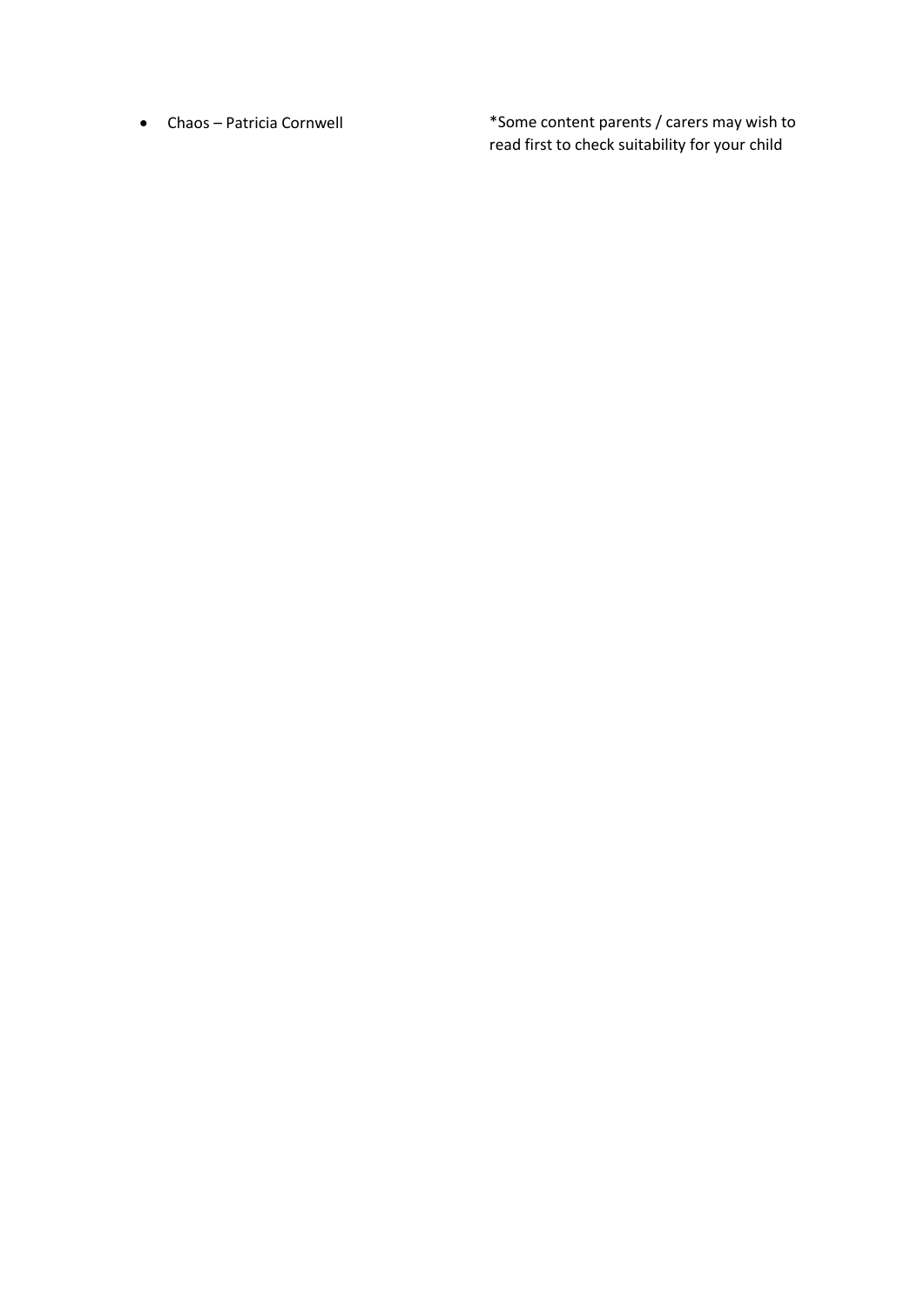- Chaos – Patricia Cornwell *Some content parents / carers may wish to read first to check suitability for your child